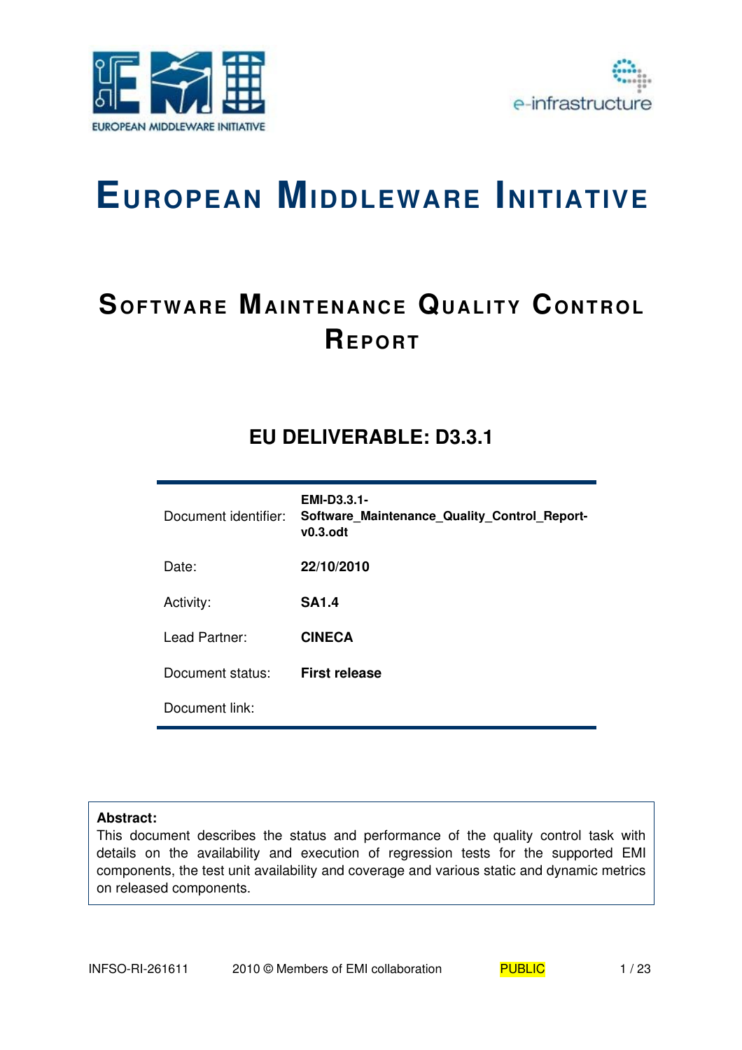# EUROPEAN MIDDLEWARE INITIATIVE

## SOFTWARE MAINTENANCE QUALITY CONTROL REPORT

### EU DELIVERABLE: D3.3.1

| | |
|---|---|
| Document identifier: | **EMI-D3.3.1-Software_Maintenance_Quality_Control_Report-v0.3.odt** |
| Date: | **22/10/2010** |
| Activity: | **SA1.4** |
| Lead Partner: | **CINECA** |
| Document status: | **First release** |
| Document link: | |

**Abstract:**
This document describes the status and performance of the quality control task with details on the availability and execution of regression tests for the supported EMI components, the test unit availability and coverage and various static and dynamic metrics on released components.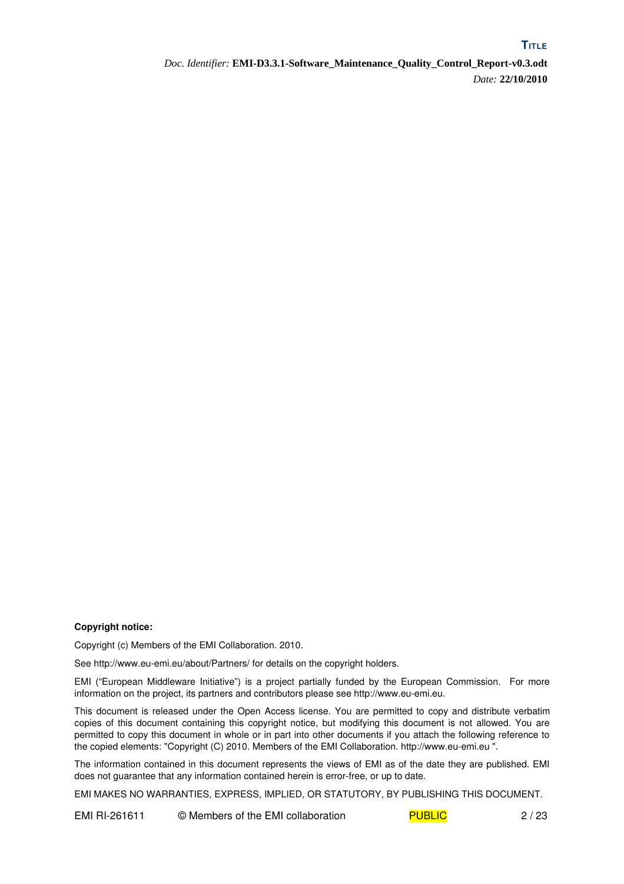**Copyright notice:**

Copyright (c) Members of the EMI Collaboration. 2010.

See http://www.eu-emi.eu/about/Partners/ for details on the copyright holders.

EMI ("European Middleware Initiative") is a project partially funded by the European Commission. For more information on the project, its partners and contributors please see http://www.eu-emi.eu.

This document is released under the Open Access license. You are permitted to copy and distribute verbatim copies of this document containing this copyright notice, but modifying this document is not allowed. You are permitted to copy this document in whole or in part into other documents if you attach the following reference to the copied elements: "Copyright (C) 2010. Members of the EMI Collaboration. http://www.eu-emi.eu ".

The information contained in this document represents the views of EMI as of the date they are published. EMI does not guarantee that any information contained herein is error-free, or up to date.

EMI MAKES NO WARRANTIES, EXPRESS, IMPLIED, OR STATUTORY, BY PUBLISHING THIS DOCUMENT.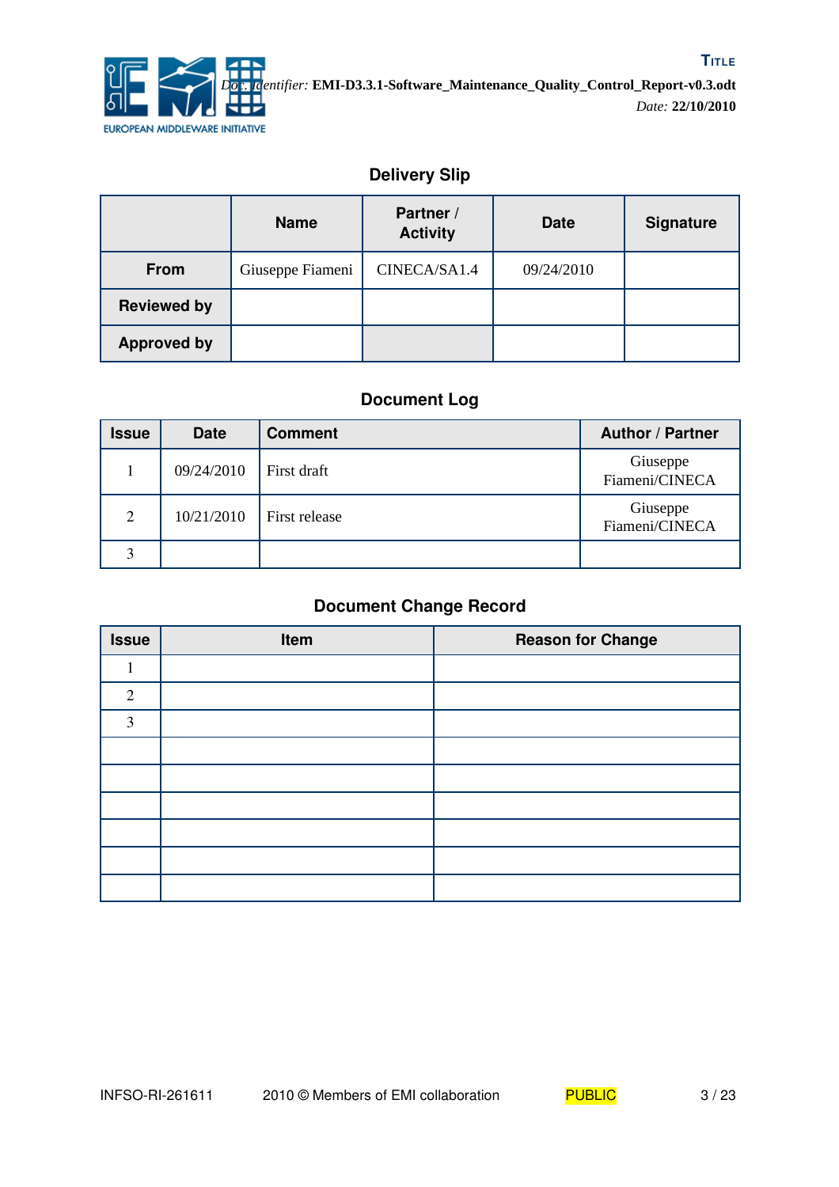## Delivery Slip

|  | Name | Partner / Activity | Date | Signature |
|---|---|---|---|---|
| **From** | Giuseppe Fiameni | CINECA/SA1.4 | 09/24/2010 |  |
| **Reviewed by** |  |  |  |  |
| **Approved by** |  |  |  |  |

## Document Log

| Issue | Date | Comment | Author / Partner |
|---|---|---|---|
| 1 | 09/24/2010 | First draft | Giuseppe Fiameni/CINECA |
| 2 | 10/21/2010 | First release | Giuseppe Fiameni/CINECA |
| 3 |  |  |  |

## Document Change Record

| Issue | Item | Reason for Change |
|---|---|---|
| 1 |  |  |
| 2 |  |  |
| 3 |  |  |
|  |  |  |
|  |  |  |
|  |  |  |
|  |  |  |
|  |  |  |
|  |  |  |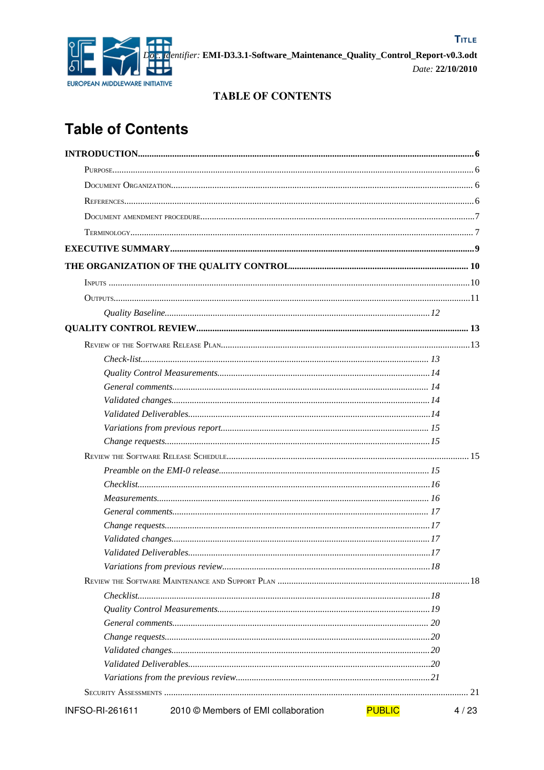# Table of Contents

**INTRODUCTION** ..... **6**

- Purpose ..... 6
- Document Organization ..... 6
- References ..... 6
- Document amendment procedure ..... 7
- Terminology ..... 7

**EXECUTIVE SUMMARY** ..... **9**

**THE ORGANIZATION OF THE QUALITY CONTROL** ..... **10**

- Inputs ..... 10
- Outputs ..... 11
  - *Quality Baseline* ..... *12*

**QUALITY CONTROL REVIEW** ..... **13**

- Review of the Software Release Plan ..... 13
  - *Check-list* ..... *13*
  - *Quality Control Measurements* ..... *14*
  - *General comments* ..... *14*
  - *Validated changes* ..... *14*
  - *Validated Deliverables* ..... *14*
  - *Variations from previous report* ..... *15*
  - *Change requests* ..... *15*
- Review the Software Release Schedule ..... 15
  - *Preamble on the EMI-0 release* ..... *15*
  - *Checklist* ..... *16*
  - *Measurements* ..... *16*
  - *General comments* ..... *17*
  - *Change requests* ..... *17*
  - *Validated changes* ..... *17*
  - *Validated Deliverables* ..... *17*
  - *Variations from previous review* ..... *18*
- Review the Software Maintenance and Support Plan ..... 18
  - *Checklist* ..... *18*
  - *Quality Control Measurements* ..... *19*
  - *General comments* ..... *20*
  - *Change requests* ..... *20*
  - *Validated changes* ..... *20*
  - *Validated Deliverables* ..... *20*
  - *Variations from the previous review* ..... *21*
- Security Assessments ..... 21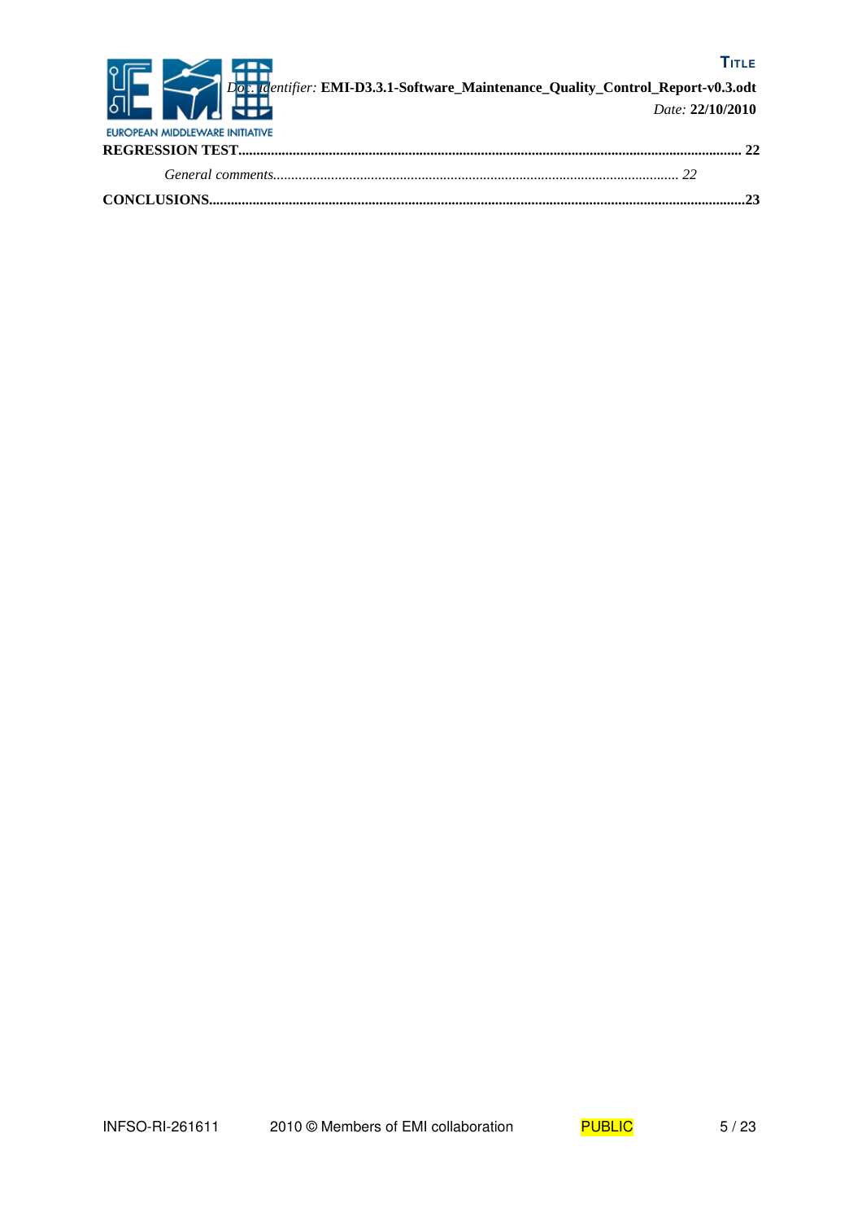**REGRESSION TEST**........................................................................................................................................... 22

*General comments*................................................................................................................ 22

**CONCLUSIONS**.................................................................................................................................................23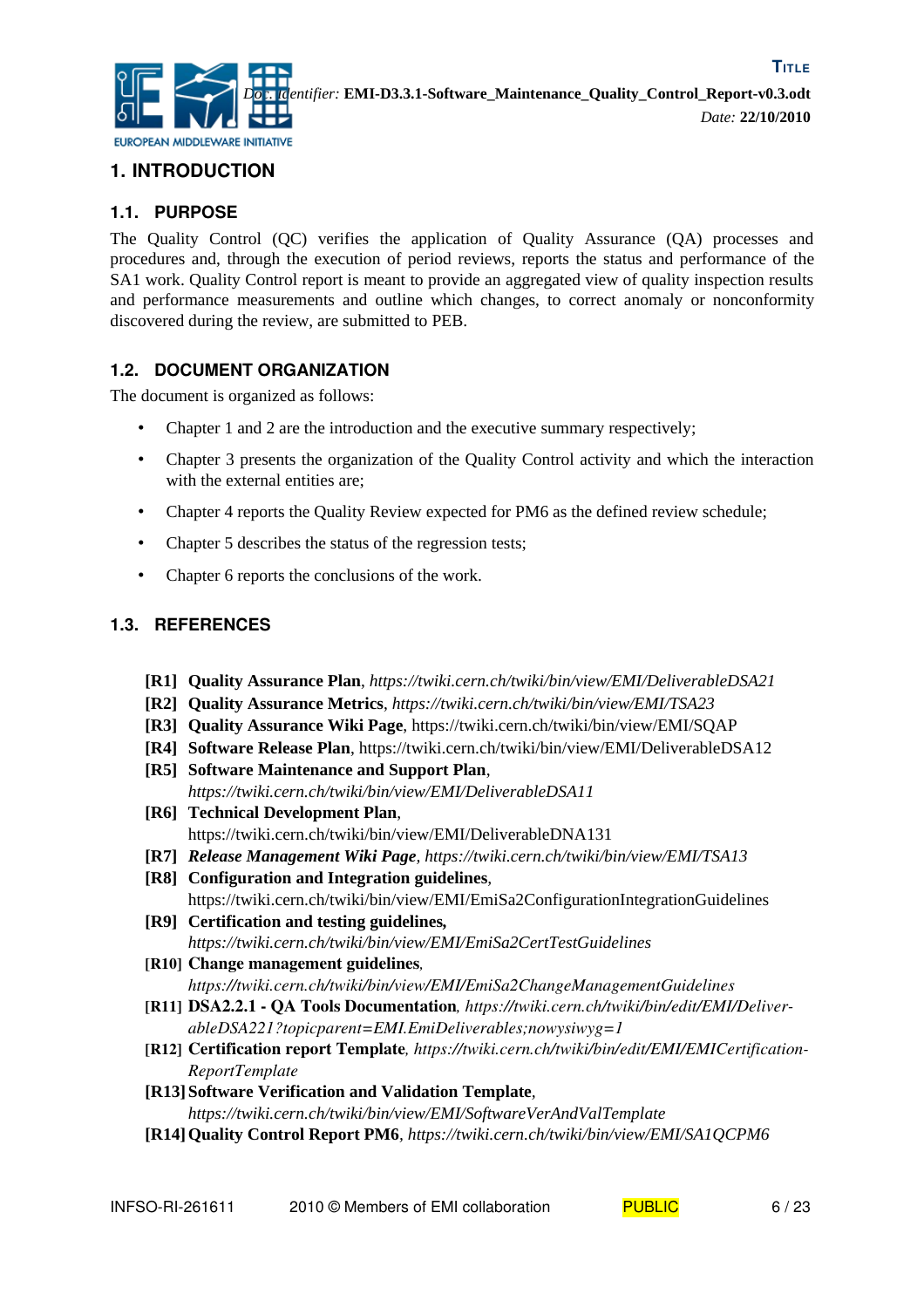# 1. INTRODUCTION

## 1.1. PURPOSE

The Quality Control (QC) verifies the application of Quality Assurance (QA) processes and procedures and, through the execution of period reviews, reports the status and performance of the SA1 work. Quality Control report is meant to provide an aggregated view of quality inspection results and performance measurements and outline which changes, to correct anomaly or nonconformity discovered during the review, are submitted to PEB.

## 1.2. DOCUMENT ORGANIZATION

The document is organized as follows:

- Chapter 1 and 2 are the introduction and the executive summary respectively;
- Chapter 3 presents the organization of the Quality Control activity and which the interaction with the external entities are;
- Chapter 4 reports the Quality Review expected for PM6 as the defined review schedule;
- Chapter 5 describes the status of the regression tests;
- Chapter 6 reports the conclusions of the work.

## 1.3. REFERENCES

- **[R1] Quality Assurance Plan**, *https://twiki.cern.ch/twiki/bin/view/EMI/DeliverableDSA21*
- **[R2] Quality Assurance Metrics**, *https://twiki.cern.ch/twiki/bin/view/EMI/TSA23*
- **[R3] Quality Assurance Wiki Page**, https://twiki.cern.ch/twiki/bin/view/EMI/SQAP
- **[R4] Software Release Plan**, https://twiki.cern.ch/twiki/bin/view/EMI/DeliverableDSA12
- **[R5] Software Maintenance and Support Plan**, *https://twiki.cern.ch/twiki/bin/view/EMI/DeliverableDSA11*
- **[R6] Technical Development Plan**, https://twiki.cern.ch/twiki/bin/view/EMI/DeliverableDNA131
- **[R7]** ***Release Management Wiki Page***, *https://twiki.cern.ch/twiki/bin/view/EMI/TSA13*
- **[R8] Configuration and Integration guidelines**, https://twiki.cern.ch/twiki/bin/view/EMI/EmiSa2ConfigurationIntegrationGuidelines
- **[R9] Certification and testing guidelines,** *https://twiki.cern.ch/twiki/bin/view/EMI/EmiSa2CertTestGuidelines*
- **[R10] Change management guidelines**, *https://twiki.cern.ch/twiki/bin/view/EMI/EmiSa2ChangeManagementGuidelines*
- **[R11] DSA2.2.1 - QA Tools Documentation**, *https://twiki.cern.ch/twiki/bin/edit/EMI/DeliverableDSA221?topicparent=EMI.EmiDeliverables;nowysiwyg=1*
- **[R12] Certification report Template**, *https://twiki.cern.ch/twiki/bin/edit/EMI/EMICertificationReportTemplate*
- **[R13] Software Verification and Validation Template**, *https://twiki.cern.ch/twiki/bin/view/EMI/SoftwareVerAndValTemplate*
- **[R14] Quality Control Report PM6**, *https://twiki.cern.ch/twiki/bin/view/EMI/SA1QCPM6*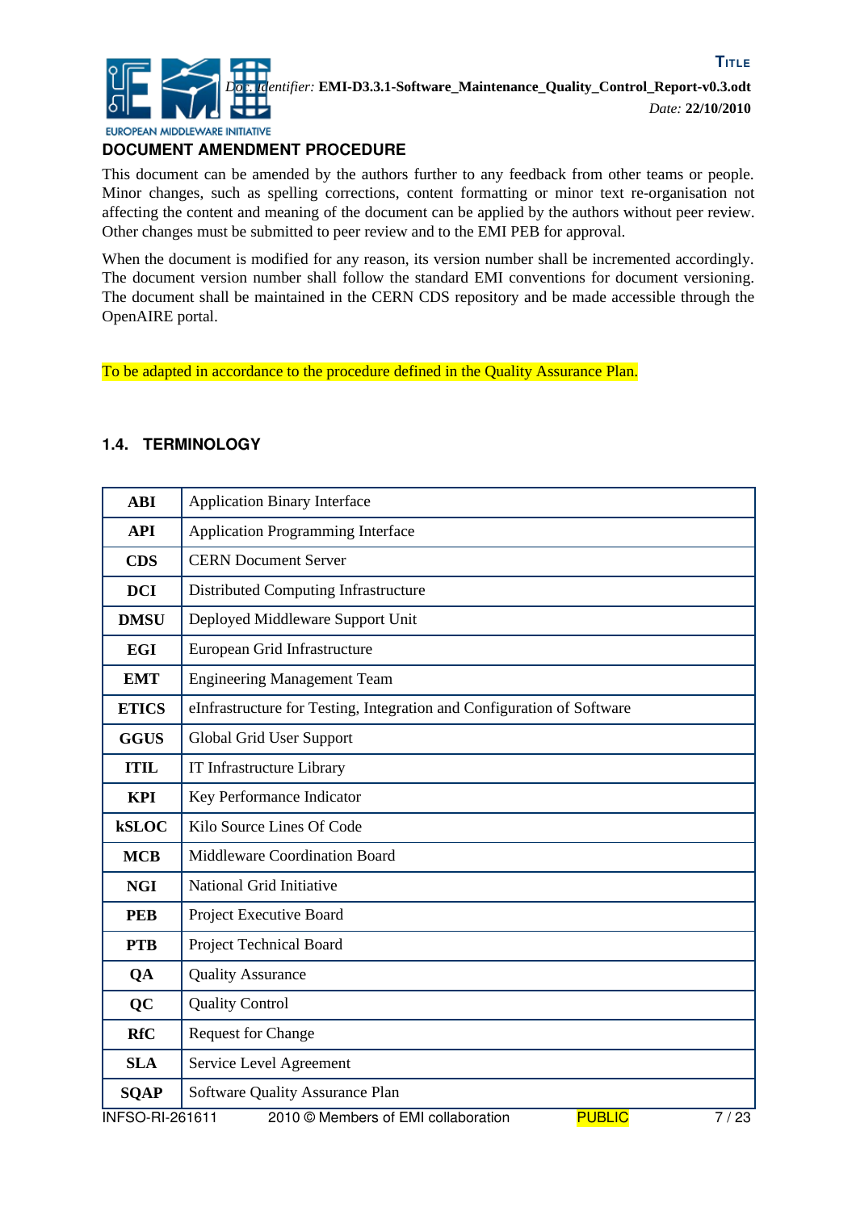## DOCUMENT AMENDMENT PROCEDURE

This document can be amended by the authors further to any feedback from other teams or people. Minor changes, such as spelling corrections, content formatting or minor text re-organisation not affecting the content and meaning of the document can be applied by the authors without peer review. Other changes must be submitted to peer review and to the EMI PEB for approval.

When the document is modified for any reason, its version number shall be incremented accordingly. The document version number shall follow the standard EMI conventions for document versioning. The document shall be maintained in the CERN CDS repository and be made accessible through the OpenAIRE portal.

To be adapted in accordance to the procedure defined in the Quality Assurance Plan.

### 1.4. TERMINOLOGY

| | |
|---|---|
| **ABI** | Application Binary Interface |
| **API** | Application Programming Interface |
| **CDS** | CERN Document Server |
| **DCI** | Distributed Computing Infrastructure |
| **DMSU** | Deployed Middleware Support Unit |
| **EGI** | European Grid Infrastructure |
| **EMT** | Engineering Management Team |
| **ETICS** | eInfrastructure for Testing, Integration and Configuration of Software |
| **GGUS** | Global Grid User Support |
| **ITIL** | IT Infrastructure Library |
| **KPI** | Key Performance Indicator |
| **kSLOC** | Kilo Source Lines Of Code |
| **MCB** | Middleware Coordination Board |
| **NGI** | National Grid Initiative |
| **PEB** | Project Executive Board |
| **PTB** | Project Technical Board |
| **QA** | Quality Assurance |
| **QC** | Quality Control |
| **RfC** | Request for Change |
| **SLA** | Service Level Agreement |
| **SQAP** | Software Quality Assurance Plan |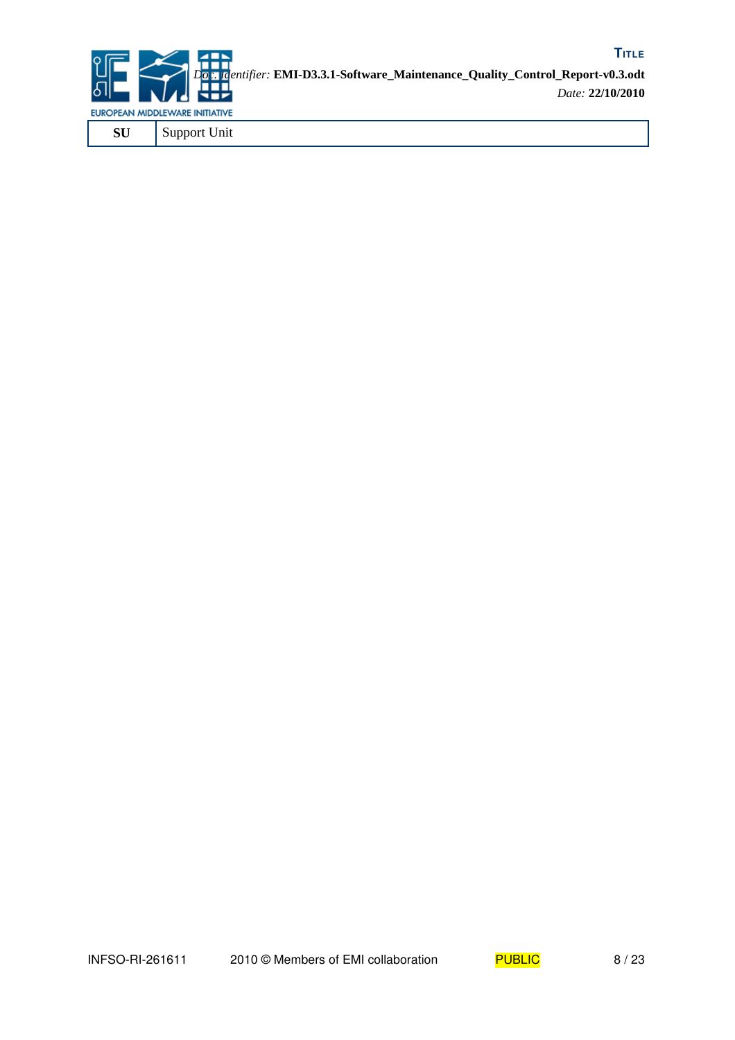| | |
|---|---|
| **SU** | Support Unit |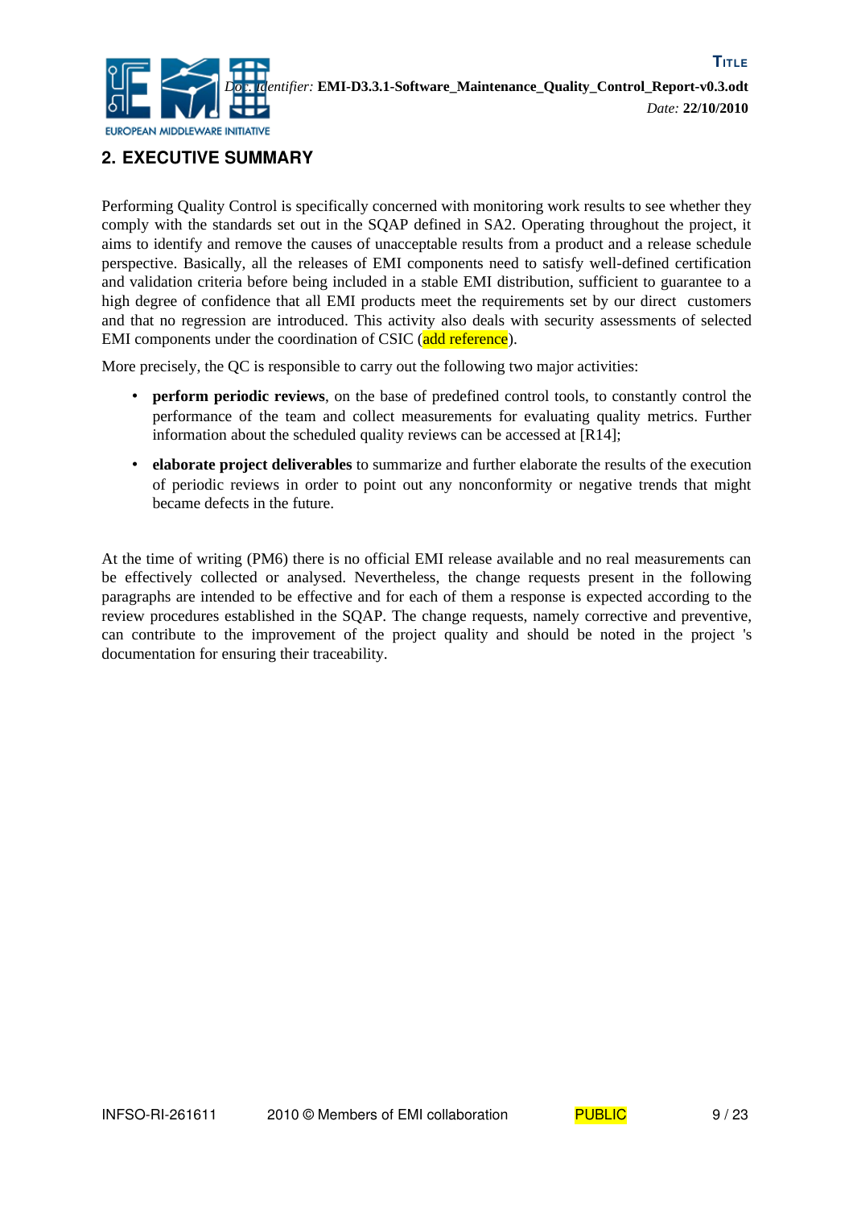## 2. EXECUTIVE SUMMARY

Performing Quality Control is specifically concerned with monitoring work results to see whether they comply with the standards set out in the SQAP defined in SA2. Operating throughout the project, it aims to identify and remove the causes of unacceptable results from a product and a release schedule perspective. Basically, all the releases of EMI components need to satisfy well-defined certification and validation criteria before being included in a stable EMI distribution, sufficient to guarantee to a high degree of confidence that all EMI products meet the requirements set by our direct customers and that no regression are introduced. This activity also deals with security assessments of selected EMI components under the coordination of CSIC (add reference).

More precisely, the QC is responsible to carry out the following two major activities:

- **perform periodic reviews**, on the base of predefined control tools, to constantly control the performance of the team and collect measurements for evaluating quality metrics. Further information about the scheduled quality reviews can be accessed at [R14];
- **elaborate project deliverables** to summarize and further elaborate the results of the execution of periodic reviews in order to point out any nonconformity or negative trends that might became defects in the future.

At the time of writing (PM6) there is no official EMI release available and no real measurements can be effectively collected or analysed. Nevertheless, the change requests present in the following paragraphs are intended to be effective and for each of them a response is expected according to the review procedures established in the SQAP. The change requests, namely corrective and preventive, can contribute to the improvement of the project quality and should be noted in the project 's documentation for ensuring their traceability.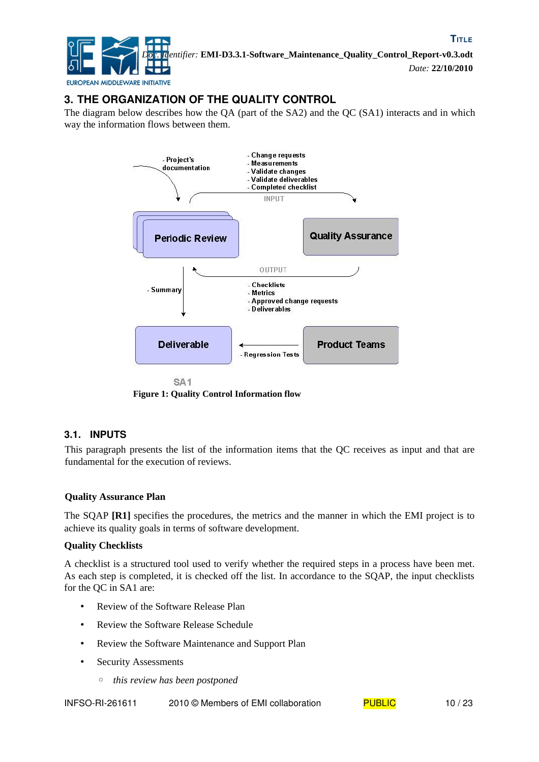# 3. THE ORGANIZATION OF THE QUALITY CONTROL

The diagram below describes how the QA (part of the SA2) and the QC (SA1) interacts and in which way the information flows between them.

Figure 1: Quality Control Information flow

## 3.1. INPUTS

This paragraph presents the list of the information items that the QC receives as input and that are fundamental for the execution of reviews.

**Quality Assurance Plan**

The SQAP **[R1]** specifies the procedures, the metrics and the manner in which the EMI project is to achieve its quality goals in terms of software development.

**Quality Checklists**

A checklist is a structured tool used to verify whether the required steps in a process have been met. As each step is completed, it is checked off the list. In accordance to the SQAP, the input checklists for the QC in SA1 are:

- Review of the Software Release Plan
- Review the Software Release Schedule
- Review the Software Maintenance and Support Plan
- Security Assessments
  - *this review has been postponed*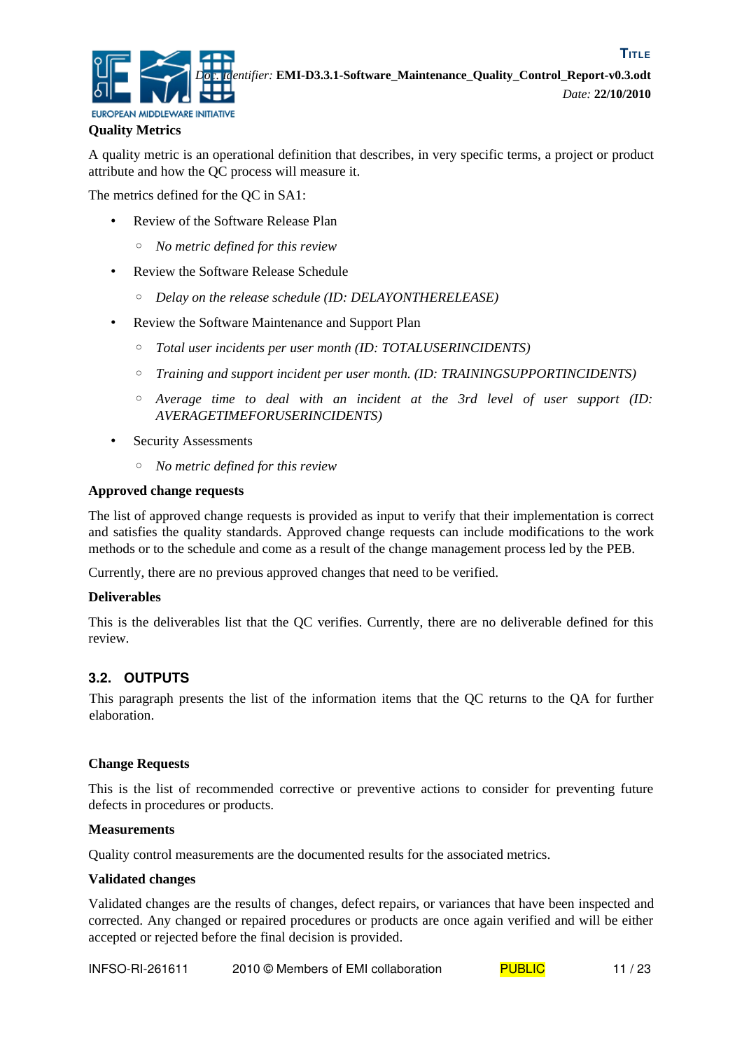**Quality Metrics**

A quality metric is an operational definition that describes, in very specific terms, a project or product attribute and how the QC process will measure it.

The metrics defined for the QC in SA1:

- Review of the Software Release Plan
  - *No metric defined for this review*
- Review the Software Release Schedule
  - *Delay on the release schedule (ID: DELAYONTHERELEASE)*
- Review the Software Maintenance and Support Plan
  - *Total user incidents per user month (ID: TOTALUSERINCIDENTS)*
  - *Training and support incident per user month. (ID: TRAININGSUPPORTINCIDENTS)*
  - *Average time to deal with an incident at the 3rd level of user support (ID: AVERAGETIMEFORUSERINCIDENTS)*
- Security Assessments
  - *No metric defined for this review*

**Approved change requests**

The list of approved change requests is provided as input to verify that their implementation is correct and satisfies the quality standards. Approved change requests can include modifications to the work methods or to the schedule and come as a result of the change management process led by the PEB.

Currently, there are no previous approved changes that need to be verified.

**Deliverables**

This is the deliverables list that the QC verifies. Currently, there are no deliverable defined for this review.

## 3.2. OUTPUTS

This paragraph presents the list of the information items that the QC returns to the QA for further elaboration.

**Change Requests**

This is the list of recommended corrective or preventive actions to consider for preventing future defects in procedures or products.

**Measurements**

Quality control measurements are the documented results for the associated metrics.

**Validated changes**

Validated changes are the results of changes, defect repairs, or variances that have been inspected and corrected. Any changed or repaired procedures or products are once again verified and will be either accepted or rejected before the final decision is provided.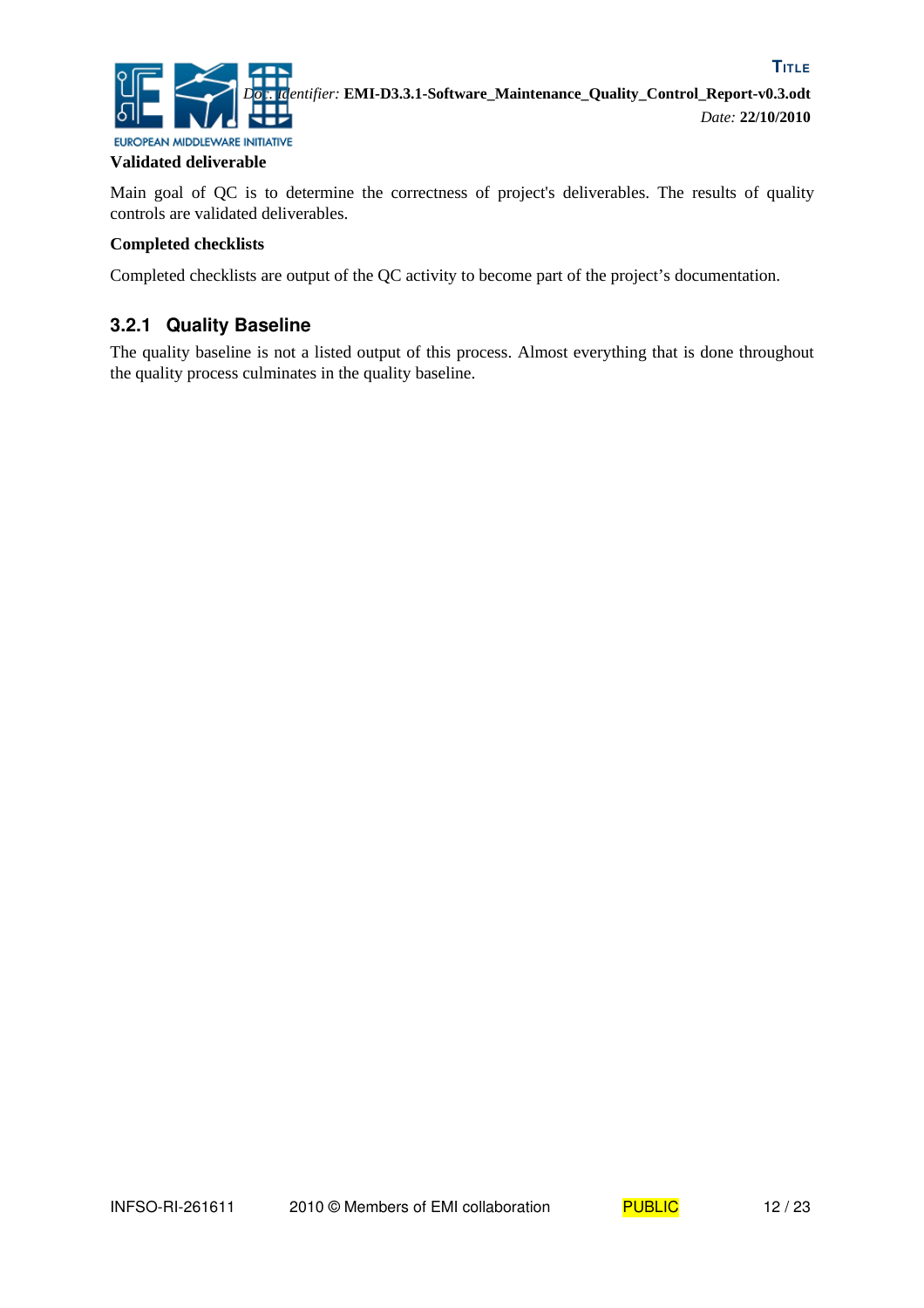**Validated deliverable**

Main goal of QC is to determine the correctness of project's deliverables. The results of quality controls are validated deliverables.

**Completed checklists**

Completed checklists are output of the QC activity to become part of the project's documentation.

### 3.2.1 Quality Baseline

The quality baseline is not a listed output of this process. Almost everything that is done throughout the quality process culminates in the quality baseline.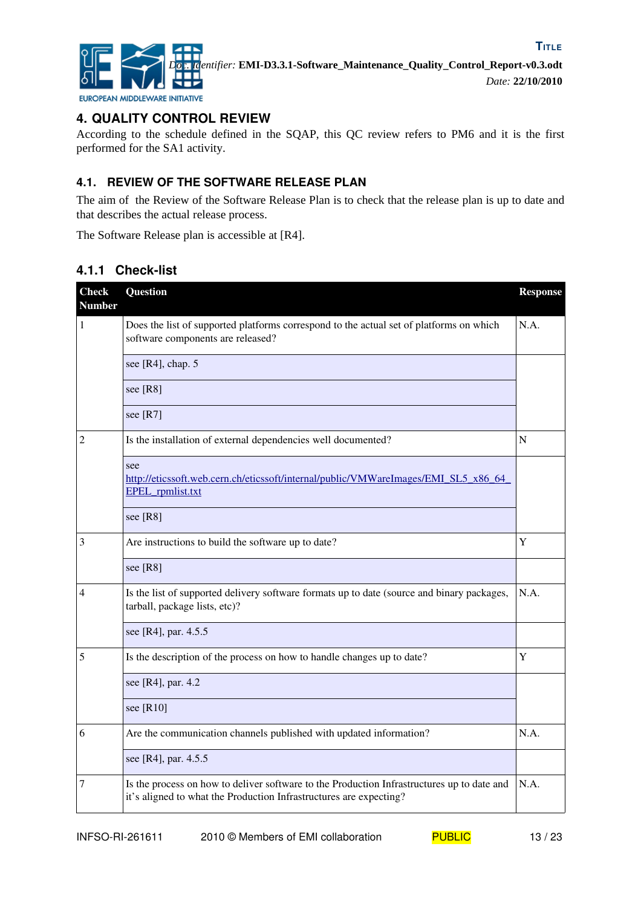## 4. QUALITY CONTROL REVIEW

According to the schedule defined in the SQAP, this QC review refers to PM6 and it is the first performed for the SA1 activity.

### 4.1. REVIEW OF THE SOFTWARE RELEASE PLAN

The aim of the Review of the Software Release Plan is to check that the release plan is up to date and that describes the actual release process.

The Software Release plan is accessible at [R4].

#### 4.1.1 Check-list

| Check Number | Question | Response |
|---|---|---|
| 1 | Does the list of supported platforms correspond to the actual set of platforms on which software components are released? | N.A. |
| | see [R4], chap. 5 | |
| | see [R8] | |
| | see [R7] | |
| 2 | Is the installation of external dependencies well documented? | N |
| | see http://eticssoft.web.cern.ch/eticssoft/internal/public/VMWareImages/EMI_SL5_x86_64_EPEL_rpmlist.txt | |
| | see [R8] | |
| 3 | Are instructions to build the software up to date? | Y |
| | see [R8] | |
| 4 | Is the list of supported delivery software formats up to date (source and binary packages, tarball, package lists, etc)? | N.A. |
| | see [R4], par. 4.5.5 | |
| 5 | Is the description of the process on how to handle changes up to date? | Y |
| | see [R4], par. 4.2 | |
| | see [R10] | |
| 6 | Are the communication channels published with updated information? | N.A. |
| | see [R4], par. 4.5.5 | |
| 7 | Is the process on how to deliver software to the Production Infrastructures up to date and it's aligned to what the Production Infrastructures are expecting? | N.A. |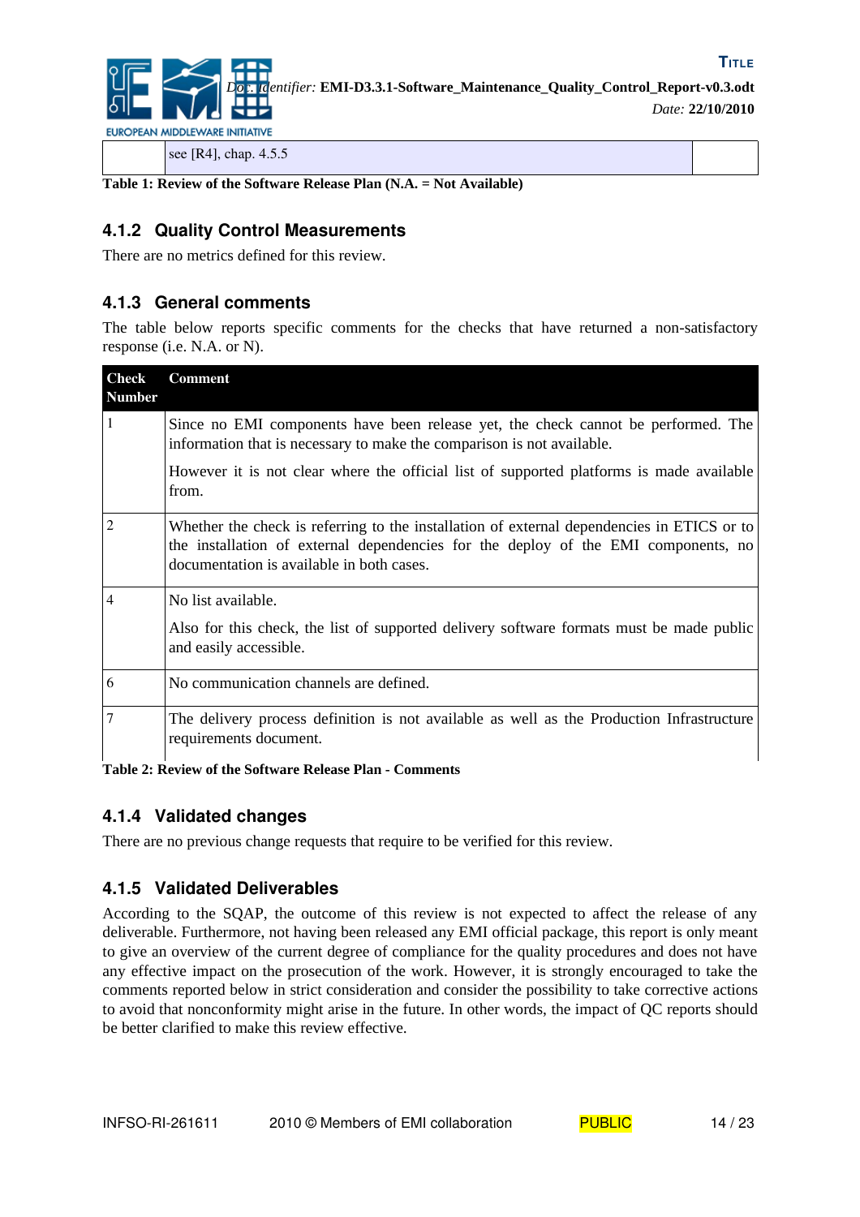| | see [R4], chap. 4.5.5 | |
|---|---|---|

**Table 1: Review of the Software Release Plan (N.A. = Not Available)**

### 4.1.2 Quality Control Measurements

There are no metrics defined for this review.

### 4.1.3 General comments

The table below reports specific comments for the checks that have returned a non-satisfactory response (i.e. N.A. or N).

| Check Number | Comment |
|---|---|
| 1 | Since no EMI components have been release yet, the check cannot be performed. The information that is necessary to make the comparison is not available.<br><br>However it is not clear where the official list of supported platforms is made available from. |
| 2 | Whether the check is referring to the installation of external dependencies in ETICS or to the installation of external dependencies for the deploy of the EMI components, no documentation is available in both cases. |
| 4 | No list available.<br><br>Also for this check, the list of supported delivery software formats must be made public and easily accessible. |
| 6 | No communication channels are defined. |
| 7 | The delivery process definition is not available as well as the Production Infrastructure requirements document. |

**Table 2: Review of the Software Release Plan - Comments**

### 4.1.4 Validated changes

There are no previous change requests that require to be verified for this review.

### 4.1.5 Validated Deliverables

According to the SQAP, the outcome of this review is not expected to affect the release of any deliverable. Furthermore, not having been released any EMI official package, this report is only meant to give an overview of the current degree of compliance for the quality procedures and does not have any effective impact on the prosecution of the work. However, it is strongly encouraged to take the comments reported below in strict consideration and consider the possibility to take corrective actions to avoid that nonconformity might arise in the future. In other words, the impact of QC reports should be better clarified to make this review effective.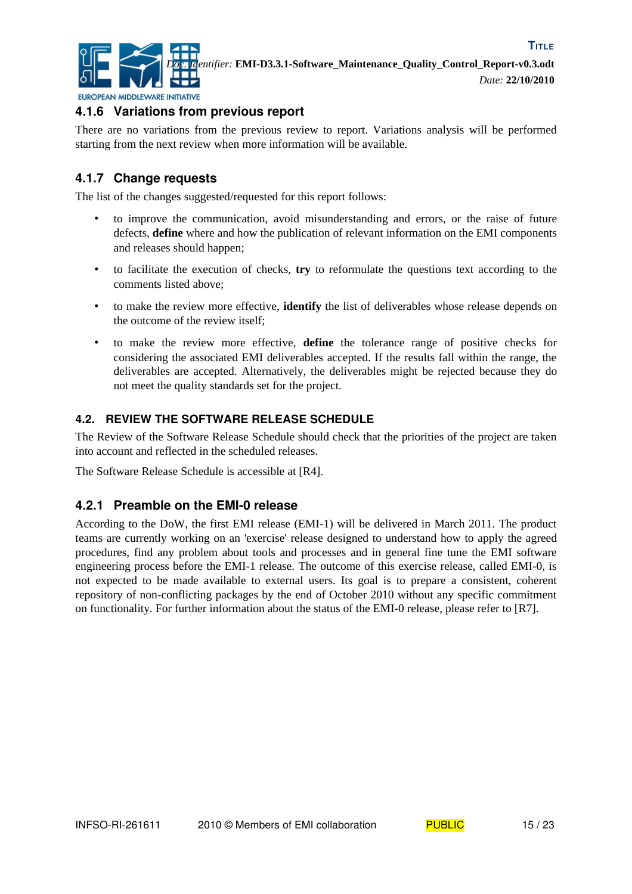### 4.1.6 Variations from previous report

There are no variations from the previous review to report. Variations analysis will be performed starting from the next review when more information will be available.

### 4.1.7 Change requests

The list of the changes suggested/requested for this report follows:

- to improve the communication, avoid misunderstanding and errors, or the raise of future defects, **define** where and how the publication of relevant information on the EMI components and releases should happen;
- to facilitate the execution of checks, **try** to reformulate the questions text according to the comments listed above;
- to make the review more effective, **identify** the list of deliverables whose release depends on the outcome of the review itself;
- to make the review more effective, **define** the tolerance range of positive checks for considering the associated EMI deliverables accepted. If the results fall within the range, the deliverables are accepted. Alternatively, the deliverables might be rejected because they do not meet the quality standards set for the project.

## 4.2. REVIEW THE SOFTWARE RELEASE SCHEDULE

The Review of the Software Release Schedule should check that the priorities of the project are taken into account and reflected in the scheduled releases.

The Software Release Schedule is accessible at [R4].

### 4.2.1 Preamble on the EMI-0 release

According to the DoW, the first EMI release (EMI-1) will be delivered in March 2011. The product teams are currently working on an 'exercise' release designed to understand how to apply the agreed procedures, find any problem about tools and processes and in general fine tune the EMI software engineering process before the EMI-1 release. The outcome of this exercise release, called EMI-0, is not expected to be made available to external users. Its goal is to prepare a consistent, coherent repository of non-conflicting packages by the end of October 2010 without any specific commitment on functionality. For further information about the status of the EMI-0 release, please refer to [R7].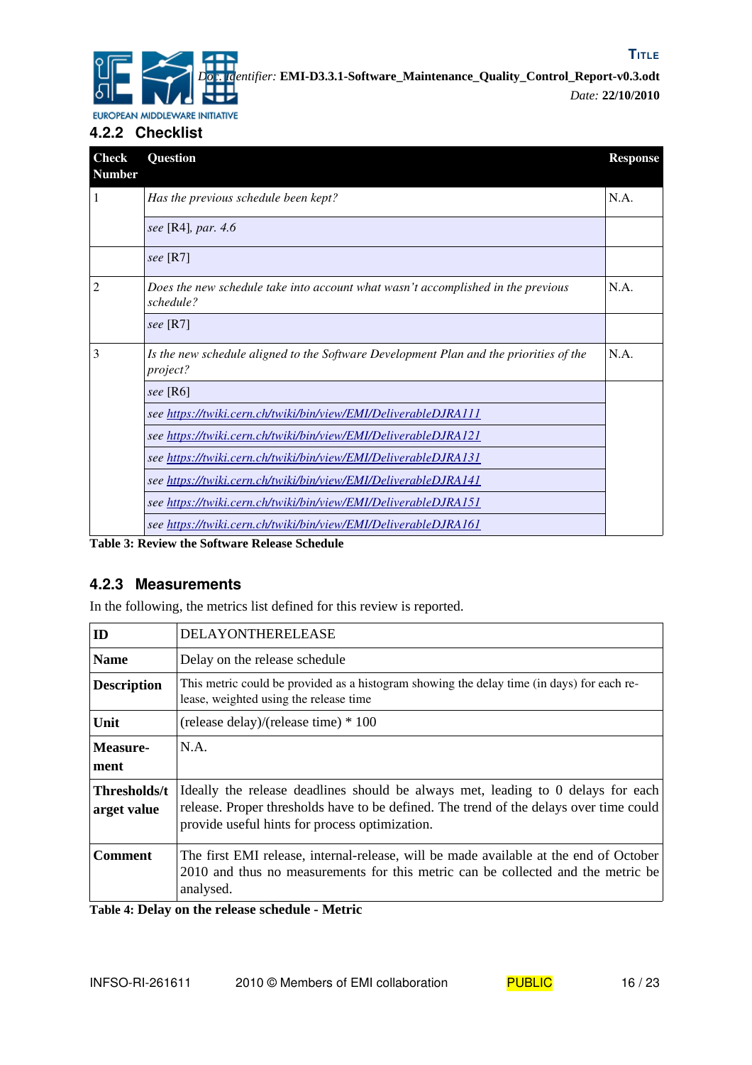### 4.2.2 Checklist

| Check Number | Question | Response |
|---|---|---|
| 1 | *Has the previous schedule been kept?* | N.A. |
| | *see* [R4], *par. 4.6* | |
| | *see* [R7] | |
| 2 | *Does the new schedule take into account what wasn't accomplished in the previous schedule?* | N.A. |
| | *see* [R7] | |
| 3 | *Is the new schedule aligned to the Software Development Plan and the priorities of the project?* | N.A. |
| | *see* [R6] | |
| | *see https://twiki.cern.ch/twiki/bin/view/EMI/DeliverableDJRA111* | |
| | *see https://twiki.cern.ch/twiki/bin/view/EMI/DeliverableDJRA121* | |
| | *see https://twiki.cern.ch/twiki/bin/view/EMI/DeliverableDJRA131* | |
| | *see https://twiki.cern.ch/twiki/bin/view/EMI/DeliverableDJRA141* | |
| | *see https://twiki.cern.ch/twiki/bin/view/EMI/DeliverableDJRA151* | |
| | *see https://twiki.cern.ch/twiki/bin/view/EMI/DeliverableDJRA161* | |

**Table 3: Review the Software Release Schedule**

### 4.2.3 Measurements

In the following, the metrics list defined for this review is reported.

| **ID** | DELAYONTHERELEASE |
|---|---|
| **Name** | Delay on the release schedule |
| **Description** | This metric could be provided as a histogram showing the delay time (in days) for each release, weighted using the release time |
| **Unit** | (release delay)/(release time) * 100 |
| **Measurement** | N.A. |
| **Thresholds/target value** | Ideally the release deadlines should be always met, leading to 0 delays for each release. Proper thresholds have to be defined. The trend of the delays over time could provide useful hints for process optimization. |
| **Comment** | The first EMI release, internal-release, will be made available at the end of October 2010 and thus no measurements for this metric can be collected and the metric be analysed. |

**Table 4: Delay on the release schedule - Metric**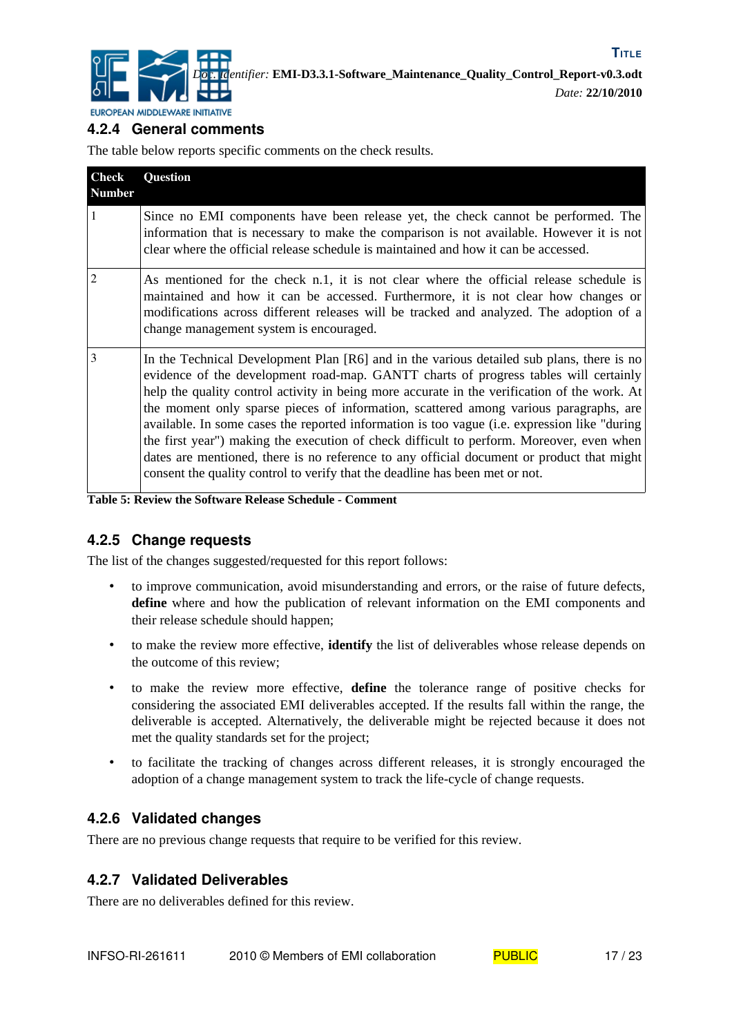### 4.2.4 General comments

The table below reports specific comments on the check results.

| Check Number | Question |
|---|---|
| 1 | Since no EMI components have been release yet, the check cannot be performed. The information that is necessary to make the comparison is not available. However it is not clear where the official release schedule is maintained and how it can be accessed. |
| 2 | As mentioned for the check n.1, it is not clear where the official release schedule is maintained and how it can be accessed. Furthermore, it is not clear how changes or modifications across different releases will be tracked and analyzed. The adoption of a change management system is encouraged. |
| 3 | In the Technical Development Plan [R6] and in the various detailed sub plans, there is no evidence of the development road-map. GANTT charts of progress tables will certainly help the quality control activity in being more accurate in the verification of the work. At the moment only sparse pieces of information, scattered among various paragraphs, are available. In some cases the reported information is too vague (i.e. expression like "during the first year") making the execution of check difficult to perform. Moreover, even when dates are mentioned, there is no reference to any official document or product that might consent the quality control to verify that the deadline has been met or not. |

**Table 5: Review the Software Release Schedule - Comment**

### 4.2.5 Change requests

The list of the changes suggested/requested for this report follows:

- to improve communication, avoid misunderstanding and errors, or the raise of future defects, **define** where and how the publication of relevant information on the EMI components and their release schedule should happen;
- to make the review more effective, **identify** the list of deliverables whose release depends on the outcome of this review;
- to make the review more effective, **define** the tolerance range of positive checks for considering the associated EMI deliverables accepted. If the results fall within the range, the deliverable is accepted. Alternatively, the deliverable might be rejected because it does not met the quality standards set for the project;
- to facilitate the tracking of changes across different releases, it is strongly encouraged the adoption of a change management system to track the life-cycle of change requests.

### 4.2.6 Validated changes

There are no previous change requests that require to be verified for this review.

### 4.2.7 Validated Deliverables

There are no deliverables defined for this review.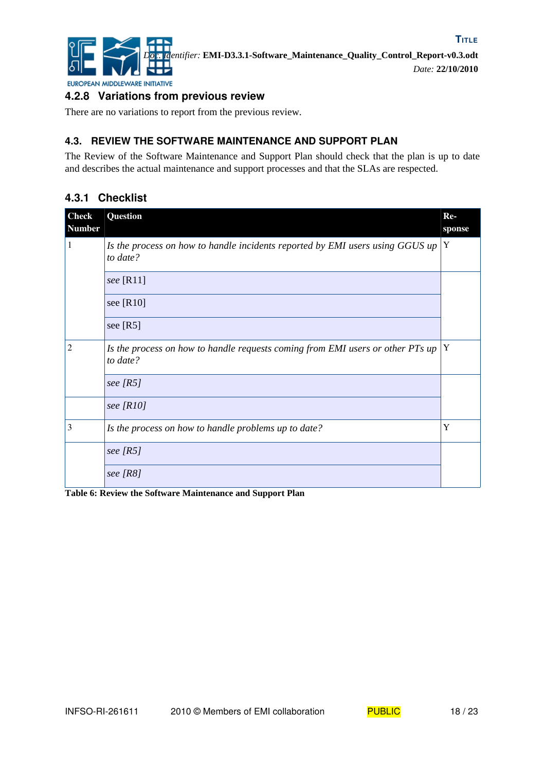### 4.2.8 Variations from previous review

There are no variations to report from the previous review.

## 4.3. REVIEW THE SOFTWARE MAINTENANCE AND SUPPORT PLAN

The Review of the Software Maintenance and Support Plan should check that the plan is up to date and describes the actual maintenance and support processes and that the SLAs are respected.

### 4.3.1 Checklist

| Check Number | Question | Response |
|---|---|---|
| 1 | *Is the process on how to handle incidents reported by EMI users using GGUS up to date?* | Y |
| | *see* [R11] | |
| | see [R10] | |
| | see [R5] | |
| 2 | *Is the process on how to handle requests coming from EMI users or other PTs up to date?* | Y |
| | *see [R5]* | |
| | *see [R10]* | |
| 3 | *Is the process on how to handle problems up to date?* | Y |
| | *see [R5]* | |
| | *see [R8]* | |

**Table 6: Review the Software Maintenance and Support Plan**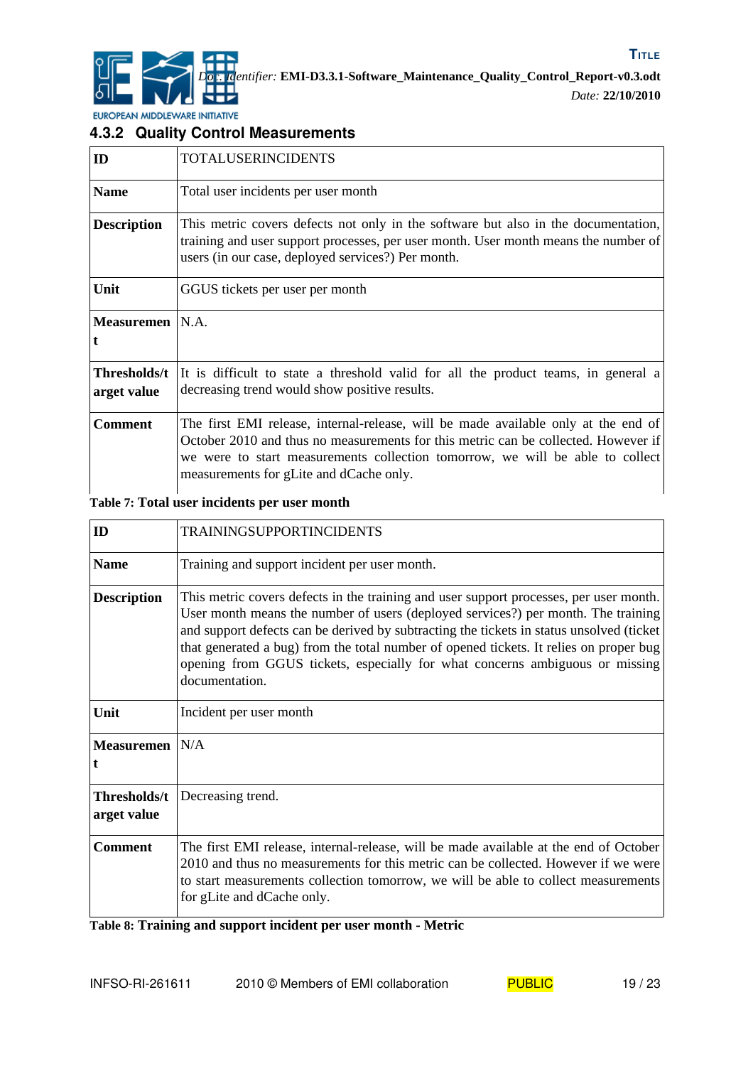### 4.3.2 Quality Control Measurements

| ID | TOTALUSERINCIDENTS |
|---|---|
| **Name** | Total user incidents per user month |
| **Description** | This metric covers defects not only in the software but also in the documentation, training and user support processes, per user month. User month means the number of users (in our case, deployed services?) Per month. |
| **Unit** | GGUS tickets per user per month |
| **Measurement** | N.A. |
| **Thresholds/target value** | It is difficult to state a threshold valid for all the product teams, in general a decreasing trend would show positive results. |
| **Comment** | The first EMI release, internal-release, will be made available only at the end of October 2010 and thus no measurements for this metric can be collected. However if we were to start measurements collection tomorrow, we will be able to collect measurements for gLite and dCache only. |

**Table 7: Total user incidents per user month**

| ID | TRAININGSUPPORTINCIDENTS |
|---|---|
| **Name** | Training and support incident per user month. |
| **Description** | This metric covers defects in the training and user support processes, per user month. User month means the number of users (deployed services?) per month. The training and support defects can be derived by subtracting the tickets in status unsolved (ticket that generated a bug) from the total number of opened tickets. It relies on proper bug opening from GGUS tickets, especially for what concerns ambiguous or missing documentation. |
| **Unit** | Incident per user month |
| **Measurement** | N/A |
| **Thresholds/target value** | Decreasing trend. |
| **Comment** | The first EMI release, internal-release, will be made available at the end of October 2010 and thus no measurements for this metric can be collected. However if we were to start measurements collection tomorrow, we will be able to collect measurements for gLite and dCache only. |

**Table 8: Training and support incident per user month - Metric**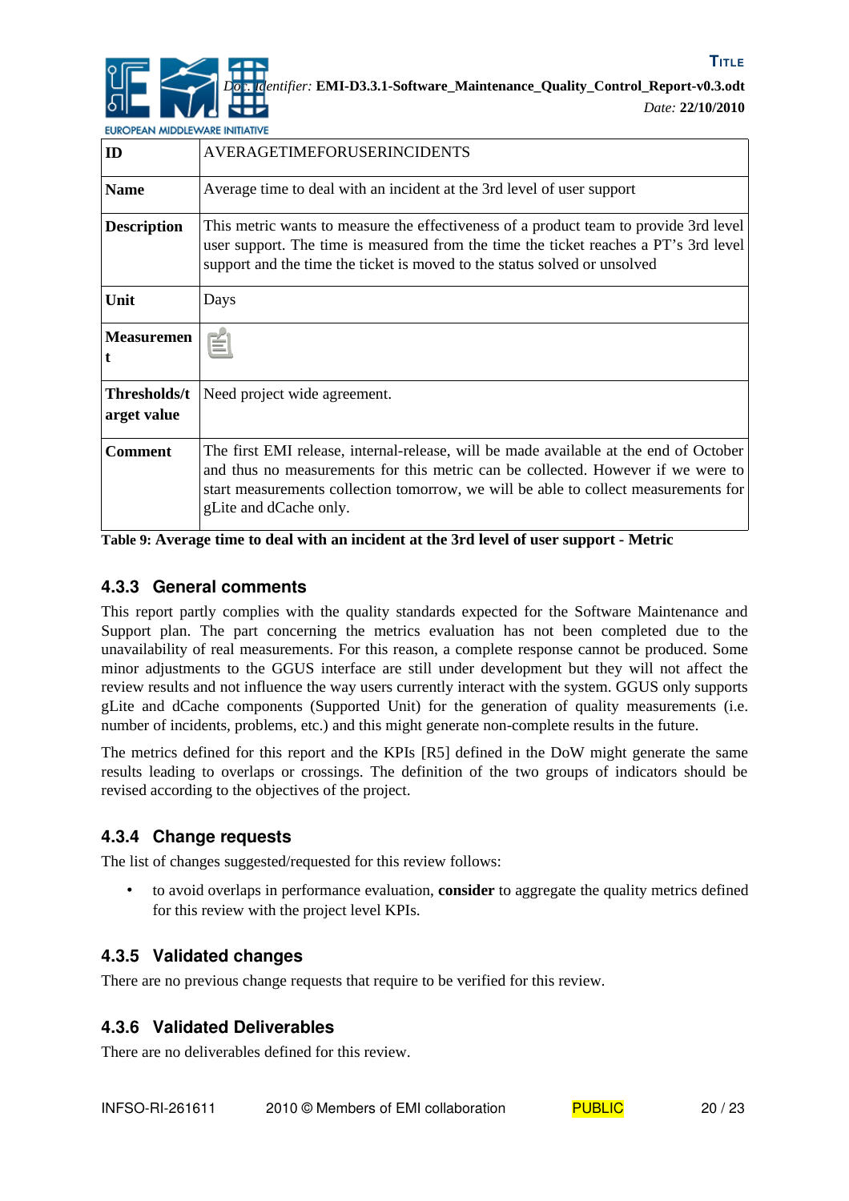| ID | AVERAGETIMEFORUSERINCIDENTS |
|---|---|
| Name | Average time to deal with an incident at the 3rd level of user support |
| Description | This metric wants to measure the effectiveness of a product team to provide 3rd level user support. The time is measured from the time the ticket reaches a PT's 3rd level support and the time the ticket is moved to the status solved or unsolved |
| Unit | Days |
| Measurement | |
| Thresholds/target value | Need project wide agreement. |
| Comment | The first EMI release, internal-release, will be made available at the end of October and thus no measurements for this metric can be collected. However if we were to start measurements collection tomorrow, we will be able to collect measurements for gLite and dCache only. |

**Table 9: Average time to deal with an incident at the 3rd level of user support - Metric**

### 4.3.3 General comments

This report partly complies with the quality standards expected for the Software Maintenance and Support plan. The part concerning the metrics evaluation has not been completed due to the unavailability of real measurements. For this reason, a complete response cannot be produced. Some minor adjustments to the GGUS interface are still under development but they will not affect the review results and not influence the way users currently interact with the system. GGUS only supports gLite and dCache components (Supported Unit) for the generation of quality measurements (i.e. number of incidents, problems, etc.) and this might generate non-complete results in the future.

The metrics defined for this report and the KPIs [R5] defined in the DoW might generate the same results leading to overlaps or crossings. The definition of the two groups of indicators should be revised according to the objectives of the project.

### 4.3.4 Change requests

The list of changes suggested/requested for this review follows:

- to avoid overlaps in performance evaluation, **consider** to aggregate the quality metrics defined for this review with the project level KPIs.

### 4.3.5 Validated changes

There are no previous change requests that require to be verified for this review.

### 4.3.6 Validated Deliverables

There are no deliverables defined for this review.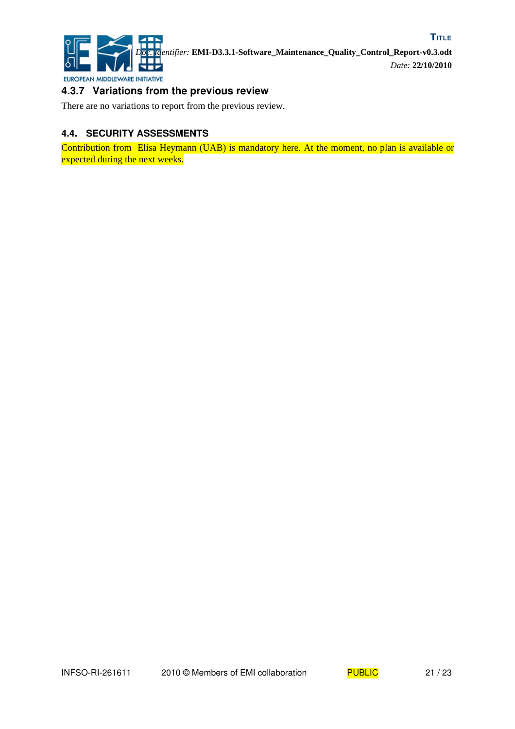### 4.3.7 Variations from the previous review

There are no variations to report from the previous review.

## 4.4. SECURITY ASSESSMENTS

Contribution from Elisa Heymann (UAB) is mandatory here. At the moment, no plan is available or expected during the next weeks.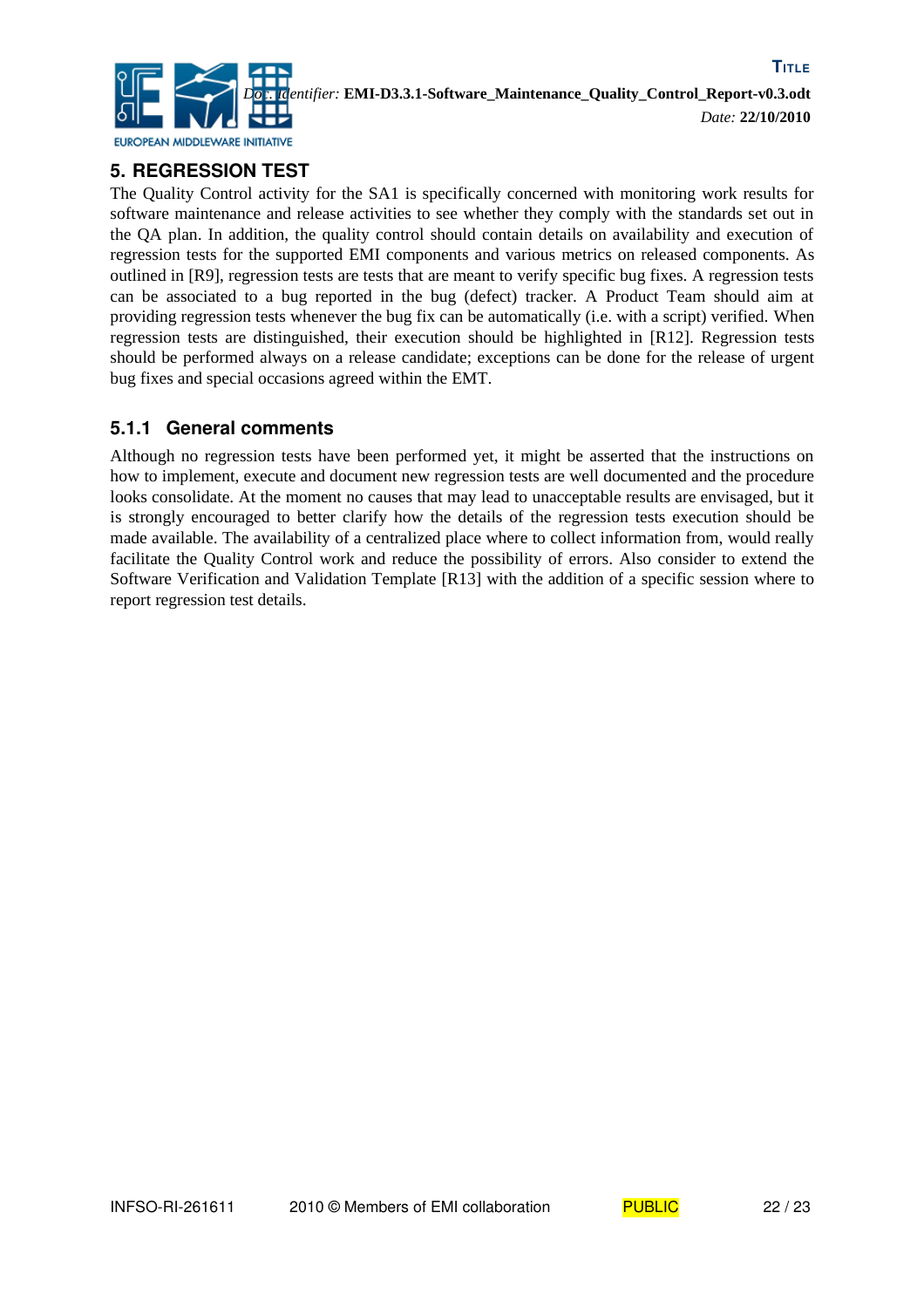# 5. REGRESSION TEST

The Quality Control activity for the SA1 is specifically concerned with monitoring work results for software maintenance and release activities to see whether they comply with the standards set out in the QA plan. In addition, the quality control should contain details on availability and execution of regression tests for the supported EMI components and various metrics on released components. As outlined in [R9], regression tests are tests that are meant to verify specific bug fixes. A regression tests can be associated to a bug reported in the bug (defect) tracker. A Product Team should aim at providing regression tests whenever the bug fix can be automatically (i.e. with a script) verified. When regression tests are distinguished, their execution should be highlighted in [R12]. Regression tests should be performed always on a release candidate; exceptions can be done for the release of urgent bug fixes and special occasions agreed within the EMT.

### 5.1.1 General comments

Although no regression tests have been performed yet, it might be asserted that the instructions on how to implement, execute and document new regression tests are well documented and the procedure looks consolidate. At the moment no causes that may lead to unacceptable results are envisaged, but it is strongly encouraged to better clarify how the details of the regression tests execution should be made available. The availability of a centralized place where to collect information from, would really facilitate the Quality Control work and reduce the possibility of errors. Also consider to extend the Software Verification and Validation Template [R13] with the addition of a specific session where to report regression test details.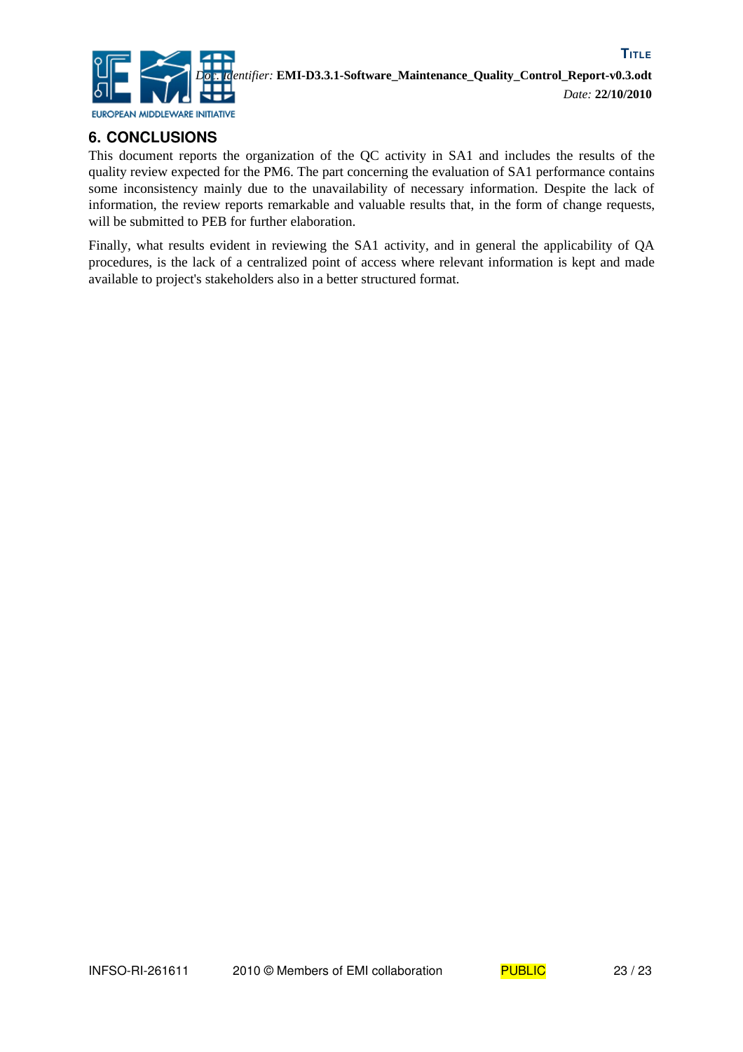# 6. CONCLUSIONS

This document reports the organization of the QC activity in SA1 and includes the results of the quality review expected for the PM6. The part concerning the evaluation of SA1 performance contains some inconsistency mainly due to the unavailability of necessary information. Despite the lack of information, the review reports remarkable and valuable results that, in the form of change requests, will be submitted to PEB for further elaboration.

Finally, what results evident in reviewing the SA1 activity, and in general the applicability of QA procedures, is the lack of a centralized point of access where relevant information is kept and made available to project's stakeholders also in a better structured format.